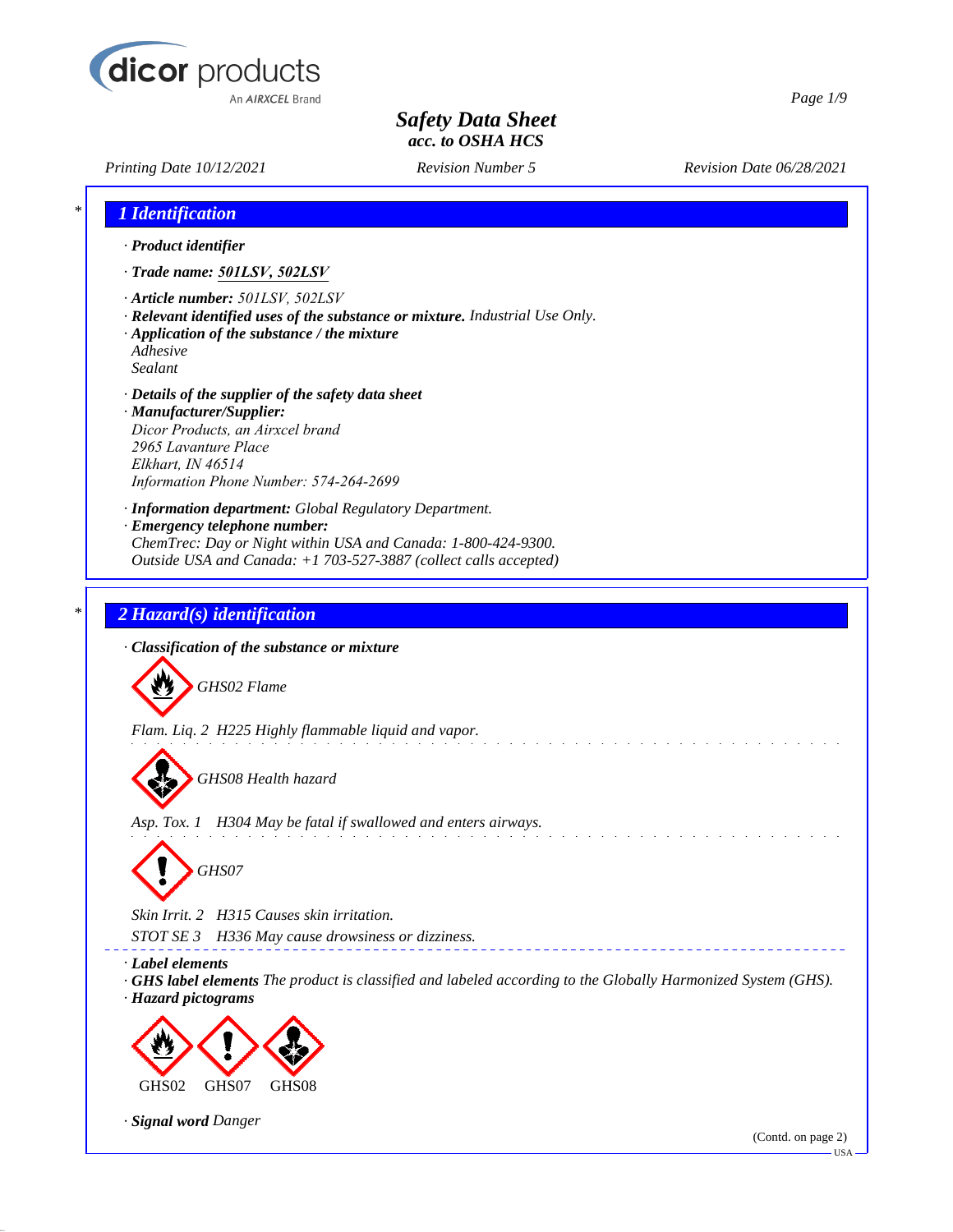dicor products
An AIRXCEL Brand

# Safety Data Sheet
**acc. to OSHA HCS**

*Printing Date 10/12/2021* — *Revision Number 5* — *Revision Date 06/28/2021*

## 1 Identification

· **Product identifier**

· **Trade name: 501LSV, 502LSV**

· **Article number:** 501LSV, 502LSV

· **Relevant identified uses of the substance or mixture.** Industrial Use Only.

· **Application of the substance / the mixture**
Adhesive
Sealant

· **Details of the supplier of the safety data sheet**

· **Manufacturer/Supplier:**
Dicor Products, an Airxcel brand
2965 Lavanture Place
Elkhart, IN 46514
Information Phone Number: 574-264-2699

· **Information department:** Global Regulatory Department.

· **Emergency telephone number:**
ChemTrec: Day or Night within USA and Canada: 1-800-424-9300.
Outside USA and Canada: +1 703-527-3887 (collect calls accepted)

## 2 Hazard(s) identification

· **Classification of the substance or mixture**

GHS02 Flame

Flam. Liq. 2 H225 Highly flammable liquid and vapor.

GHS08 Health hazard

Asp. Tox. 1 H304 May be fatal if swallowed and enters airways.

GHS07

Skin Irrit. 2 H315 Causes skin irritation.

STOT SE 3 H336 May cause drowsiness or dizziness.

· **Label elements**

· **GHS label elements** The product is classified and labeled according to the Globally Harmonized System (GHS).

· **Hazard pictograms**

GHS02 GHS07 GHS08

· **Signal word** Danger

(Contd. on page 2)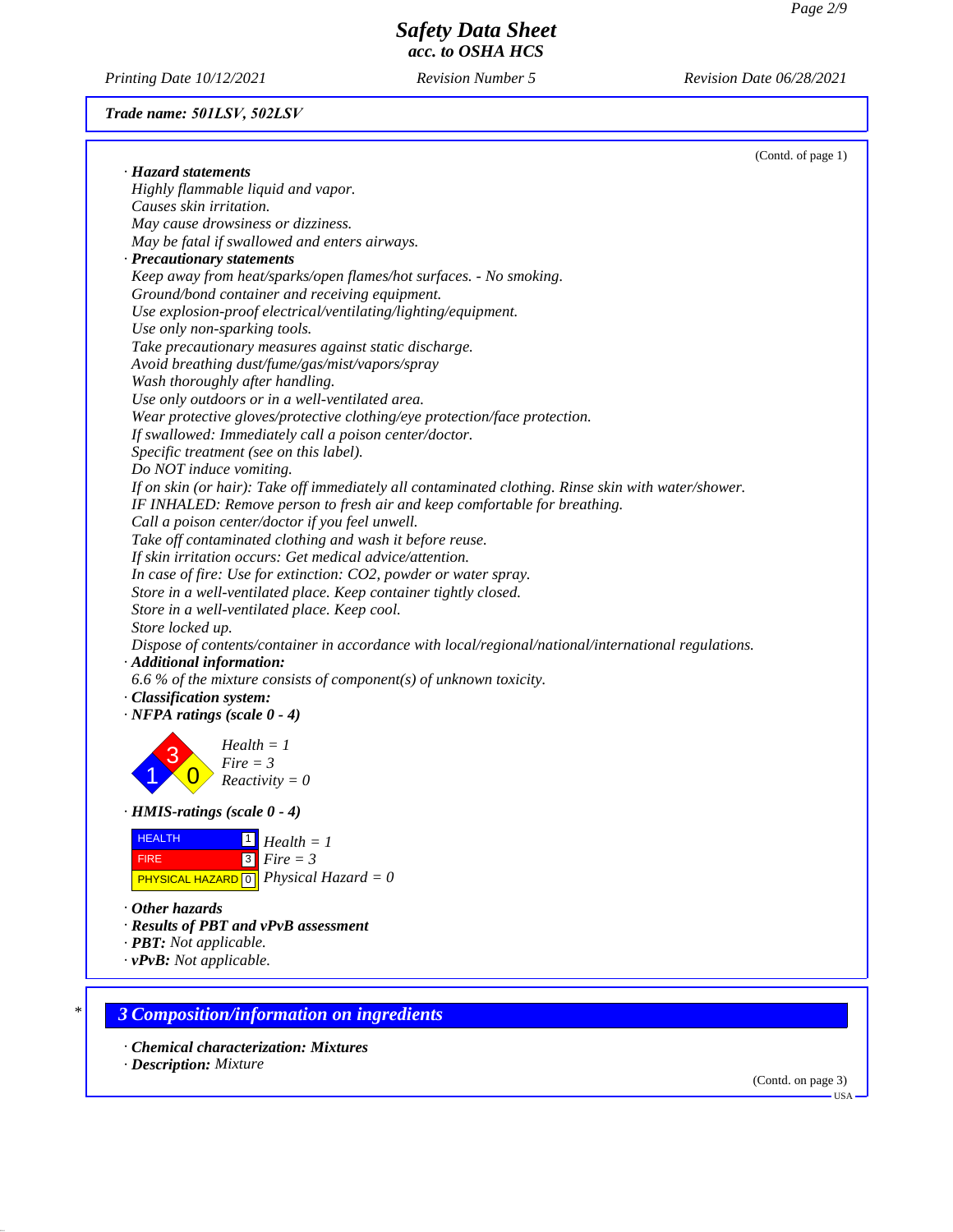**Safety Data Sheet**
**acc. to OSHA HCS**

Printing Date 10/12/2021 | Revision Number 5 | Revision Date 06/28/2021

**Trade name: 501LSV, 502LSV**

(Contd. of page 1)

· **Hazard statements**
Highly flammable liquid and vapor.
Causes skin irritation.
May cause drowsiness or dizziness.
May be fatal if swallowed and enters airways.

· **Precautionary statements**
Keep away from heat/sparks/open flames/hot surfaces. - No smoking.
Ground/bond container and receiving equipment.
Use explosion-proof electrical/ventilating/lighting/equipment.
Use only non-sparking tools.
Take precautionary measures against static discharge.
Avoid breathing dust/fume/gas/mist/vapors/spray
Wash thoroughly after handling.
Use only outdoors or in a well-ventilated area.
Wear protective gloves/protective clothing/eye protection/face protection.
If swallowed: Immediately call a poison center/doctor.
Specific treatment (see on this label).
Do NOT induce vomiting.
If on skin (or hair): Take off immediately all contaminated clothing. Rinse skin with water/shower.
IF INHALED: Remove person to fresh air and keep comfortable for breathing.
Call a poison center/doctor if you feel unwell.
Take off contaminated clothing and wash it before reuse.
If skin irritation occurs: Get medical advice/attention.
In case of fire: Use for extinction: $CO_2$, powder or water spray.
Store in a well-ventilated place. Keep container tightly closed.
Store in a well-ventilated place. Keep cool.
Store locked up.
Dispose of contents/container in accordance with local/regional/national/international regulations.

· **Additional information:**
6.6 % of the mixture consists of component(s) of unknown toxicity.

· **Classification system:**

· **NFPA ratings (scale 0 - 4)**

Health = 1
Fire = 3
Reactivity = 0

· **HMIS-ratings (scale 0 - 4)**

| | | |
|---|---|---|
| HEALTH | 1 | Health = 1 |
| FIRE | 3 | Fire = 3 |
| PHYSICAL HAZARD | 0 | Physical Hazard = 0 |

· **Other hazards**
· **Results of PBT and vPvB assessment**
· **PBT:** Not applicable.
· **vPvB:** Not applicable.

## 3 Composition/information on ingredients

· **Chemical characterization: Mixtures**
· **Description:** Mixture

(Contd. on page 3)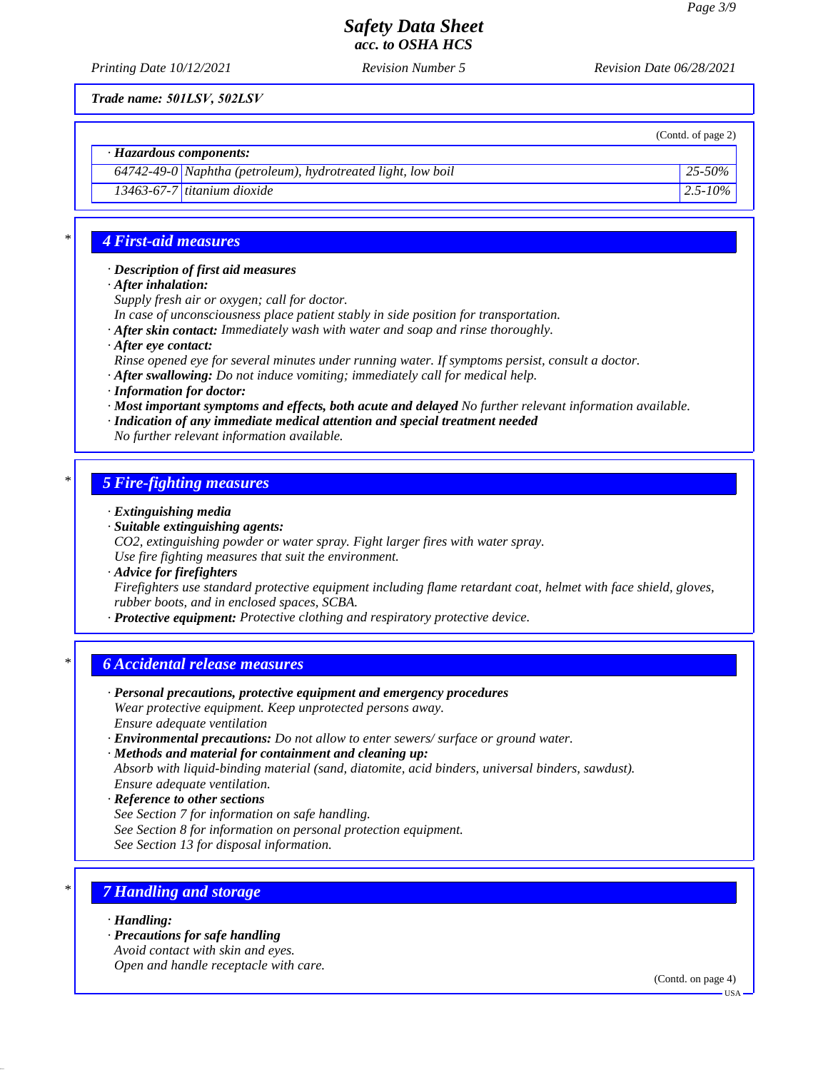Trade name: 501LSV, 502LSV

(Contd. of page 2)

· **Hazardous components:**

| | | |
|---|---|---|
| 64742-49-0 | Naphtha (petroleum), hydrotreated light, low boil | 25-50% |
| 13463-67-7 | titanium dioxide | 2.5-10% |

## 4 First-aid measures

· **Description of first aid measures**
· **After inhalation:**
Supply fresh air or oxygen; call for doctor.
In case of unconsciousness place patient stably in side position for transportation.
· **After skin contact:** Immediately wash with water and soap and rinse thoroughly.
· **After eye contact:**
Rinse opened eye for several minutes under running water. If symptoms persist, consult a doctor.
· **After swallowing:** Do not induce vomiting; immediately call for medical help.
· **Information for doctor:**
· **Most important symptoms and effects, both acute and delayed** No further relevant information available.
· **Indication of any immediate medical attention and special treatment needed**
No further relevant information available.

## 5 Fire-fighting measures

· **Extinguishing media**
· **Suitable extinguishing agents:**
$CO_2$, extinguishing powder or water spray. Fight larger fires with water spray.
Use fire fighting measures that suit the environment.
· **Advice for firefighters**
Firefighters use standard protective equipment including flame retardant coat, helmet with face shield, gloves, rubber boots, and in enclosed spaces, SCBA.
· **Protective equipment:** Protective clothing and respiratory protective device.

## 6 Accidental release measures

· **Personal precautions, protective equipment and emergency procedures**
Wear protective equipment. Keep unprotected persons away.
Ensure adequate ventilation
· **Environmental precautions:** Do not allow to enter sewers/ surface or ground water.
· **Methods and material for containment and cleaning up:**
Absorb with liquid-binding material (sand, diatomite, acid binders, universal binders, sawdust).
Ensure adequate ventilation.
· **Reference to other sections**
See Section 7 for information on safe handling.
See Section 8 for information on personal protection equipment.
See Section 13 for disposal information.

## 7 Handling and storage

· **Handling:**
· **Precautions for safe handling**
Avoid contact with skin and eyes.
Open and handle receptacle with care.

(Contd. on page 4)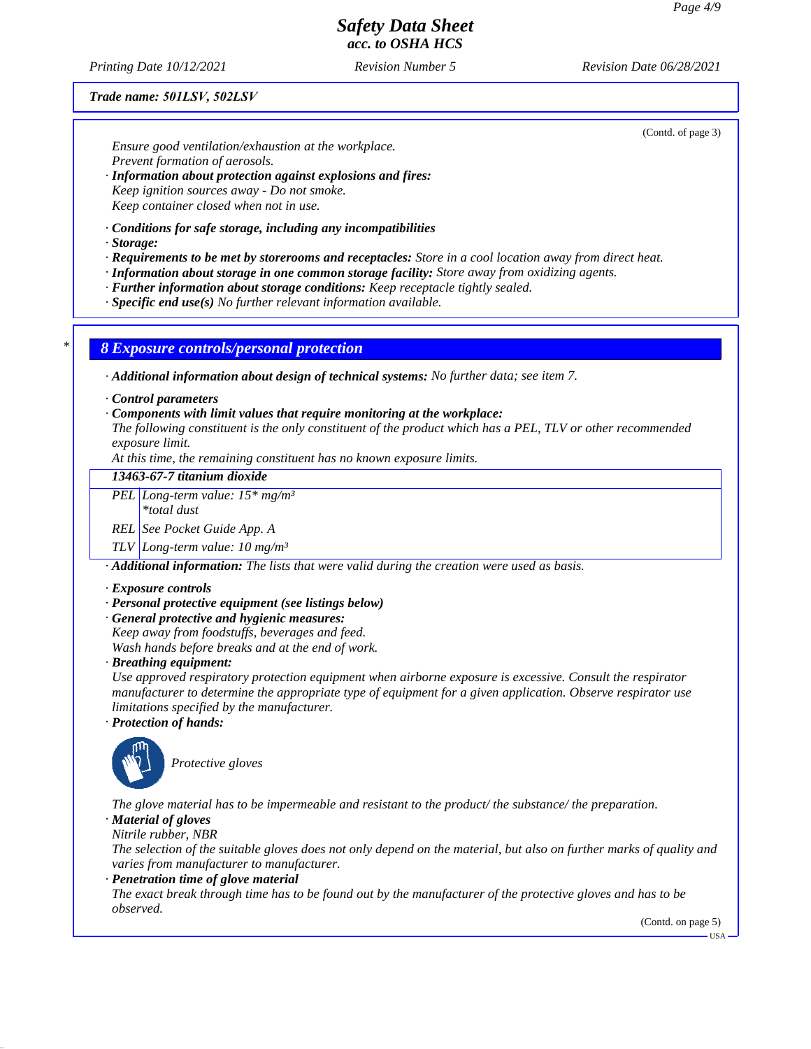Trade name: 501LSV, 502LSV

(Contd. of page 3)

Ensure good ventilation/exhaustion at the workplace.
Prevent formation of aerosols.

· **Information about protection against explosions and fires:**
Keep ignition sources away - Do not smoke.
Keep container closed when not in use.

· **Conditions for safe storage, including any incompatibilities**
· **Storage:**
· **Requirements to be met by storerooms and receptacles:** Store in a cool location away from direct heat.
· **Information about storage in one common storage facility:** Store away from oxidizing agents.
· **Further information about storage conditions:** Keep receptacle tightly sealed.
· **Specific end use(s)** No further relevant information available.

## * 8 Exposure controls/personal protection

· **Additional information about design of technical systems:** No further data; see item 7.

· **Control parameters**
· **Components with limit values that require monitoring at the workplace:**
The following constituent is the only constituent of the product which has a PEL, TLV or other recommended exposure limit.
At this time, the remaining constituent has no known exposure limits.

| 13463-67-7 titanium dioxide | |
|---|---|
| PEL | Long-term value: 15* mg/m³ *total dust |
| REL | See Pocket Guide App. A |
| TLV | Long-term value: 10 mg/m³ |

· **Additional information:** The lists that were valid during the creation were used as basis.

· **Exposure controls**
· **Personal protective equipment (see listings below)**
· **General protective and hygienic measures:**
Keep away from foodstuffs, beverages and feed.
Wash hands before breaks and at the end of work.
· **Breathing equipment:**
Use approved respiratory protection equipment when airborne exposure is excessive. Consult the respirator manufacturer to determine the appropriate type of equipment for a given application. Observe respirator use limitations specified by the manufacturer.
· **Protection of hands:**

Protective gloves

The glove material has to be impermeable and resistant to the product/ the substance/ the preparation.
· **Material of gloves**
Nitrile rubber, NBR
The selection of the suitable gloves does not only depend on the material, but also on further marks of quality and varies from manufacturer to manufacturer.
· **Penetration time of glove material**
The exact break through time has to be found out by the manufacturer of the protective gloves and has to be observed.

(Contd. on page 5)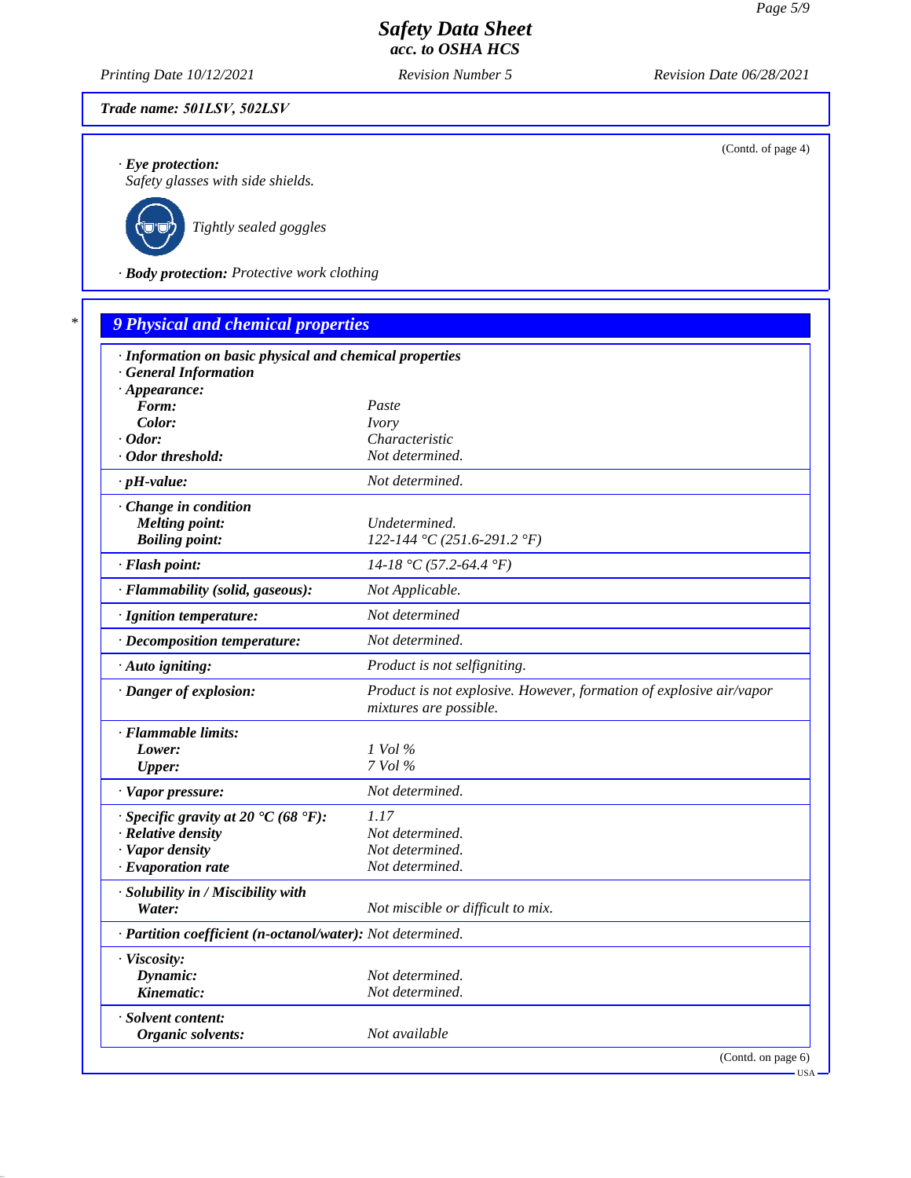**Trade name: 501LSV, 502LSV**

(Contd. of page 4)

· **Eye protection:**
Safety glasses with side shields.

Tightly sealed goggles

· **Body protection:** Protective work clothing

## 9 Physical and chemical properties

· **Information on basic physical and chemical properties**
· **General Information**

| | |
|---|---|
| · **Appearance:** | |
| **Form:** | Paste |
| **Color:** | Ivory |
| · **Odor:** | Characteristic |
| · **Odor threshold:** | Not determined. |
| · **pH-value:** | Not determined. |
| · **Change in condition** | |
| **Melting point:** | Undetermined. |
| **Boiling point:** | 122-144 °C (251.6-291.2 °F) |
| · **Flash point:** | 14-18 °C (57.2-64.4 °F) |
| · **Flammability (solid, gaseous):** | Not Applicable. |
| · **Ignition temperature:** | Not determined |
| · **Decomposition temperature:** | Not determined. |
| · **Auto igniting:** | Product is not selfigniting. |
| · **Danger of explosion:** | Product is not explosive. However, formation of explosive air/vapor mixtures are possible. |
| · **Flammable limits:** | |
| **Lower:** | 1 Vol % |
| **Upper:** | 7 Vol % |
| · **Vapor pressure:** | Not determined. |
| · **Specific gravity at 20 °C (68 °F):** | 1.17 |
| · **Relative density** | Not determined. |
| · **Vapor density** | Not determined. |
| · **Evaporation rate** | Not determined. |
| · **Solubility in / Miscibility with** | |
| **Water:** | Not miscible or difficult to mix. |
| · **Partition coefficient (n-octanol/water):** | Not determined. |
| · **Viscosity:** | |
| **Dynamic:** | Not determined. |
| **Kinematic:** | Not determined. |
| · **Solvent content:** | |
| **Organic solvents:** | Not available |

(Contd. on page 6)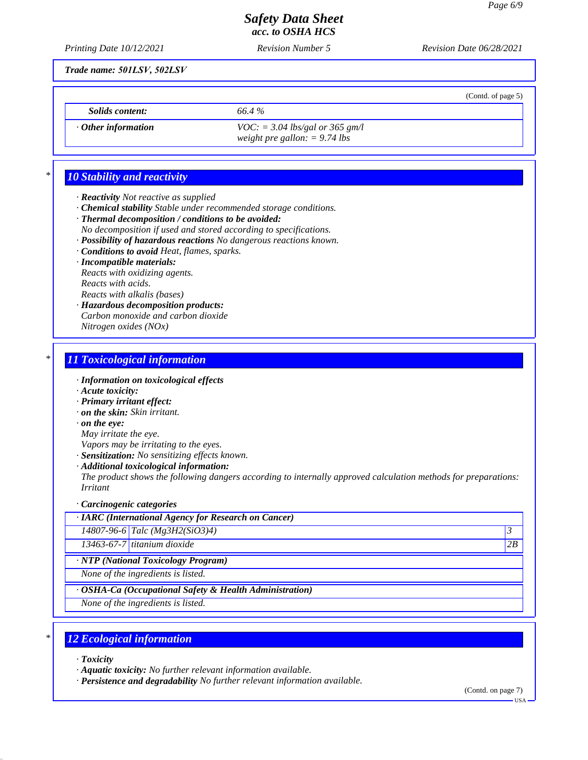Trade name: 501LSV, 502LSV

(Contd. of page 5)

| | |
|---|---|
| **Solids content:** | 66.4 % |
| · **Other information** | VOC: = 3.04 lbs/gal or 365 gm/l<br>weight pre gallon: = 9.74 lbs |

## 10 Stability and reactivity

· **Reactivity** Not reactive as supplied
· **Chemical stability** Stable under recommended storage conditions.
· **Thermal decomposition / conditions to be avoided:**
No decomposition if used and stored according to specifications.
· **Possibility of hazardous reactions** No dangerous reactions known.
· **Conditions to avoid** Heat, flames, sparks.
· **Incompatible materials:**
Reacts with oxidizing agents.
Reacts with acids.
Reacts with alkalis (bases)
· **Hazardous decomposition products:**
Carbon monoxide and carbon dioxide
Nitrogen oxides (NOx)

## 11 Toxicological information

· **Information on toxicological effects**
· **Acute toxicity:**
· **Primary irritant effect:**
· **on the skin:** Skin irritant.
· **on the eye:**
May irritate the eye.
Vapors may be irritating to the eyes.
· **Sensitization:** No sensitizing effects known.
· **Additional toxicological information:**
The product shows the following dangers according to internally approved calculation methods for preparations:
Irritant

· **Carcinogenic categories**

| · **IARC (International Agency for Research on Cancer)** | | |
|---|---|---|
| 14807-96-6 | Talc ($Mg_3H_2(SiO_3)_4$) | 3 |
| 13463-67-7 | titanium dioxide | 2B |

| · **NTP (National Toxicology Program)** |
|---|
| None of the ingredients is listed. |

| · **OSHA-Ca (Occupational Safety & Health Administration)** |
|---|
| None of the ingredients is listed. |

## 12 Ecological information

· **Toxicity**
· **Aquatic toxicity:** No further relevant information available.
· **Persistence and degradability** No further relevant information available.

(Contd. on page 7)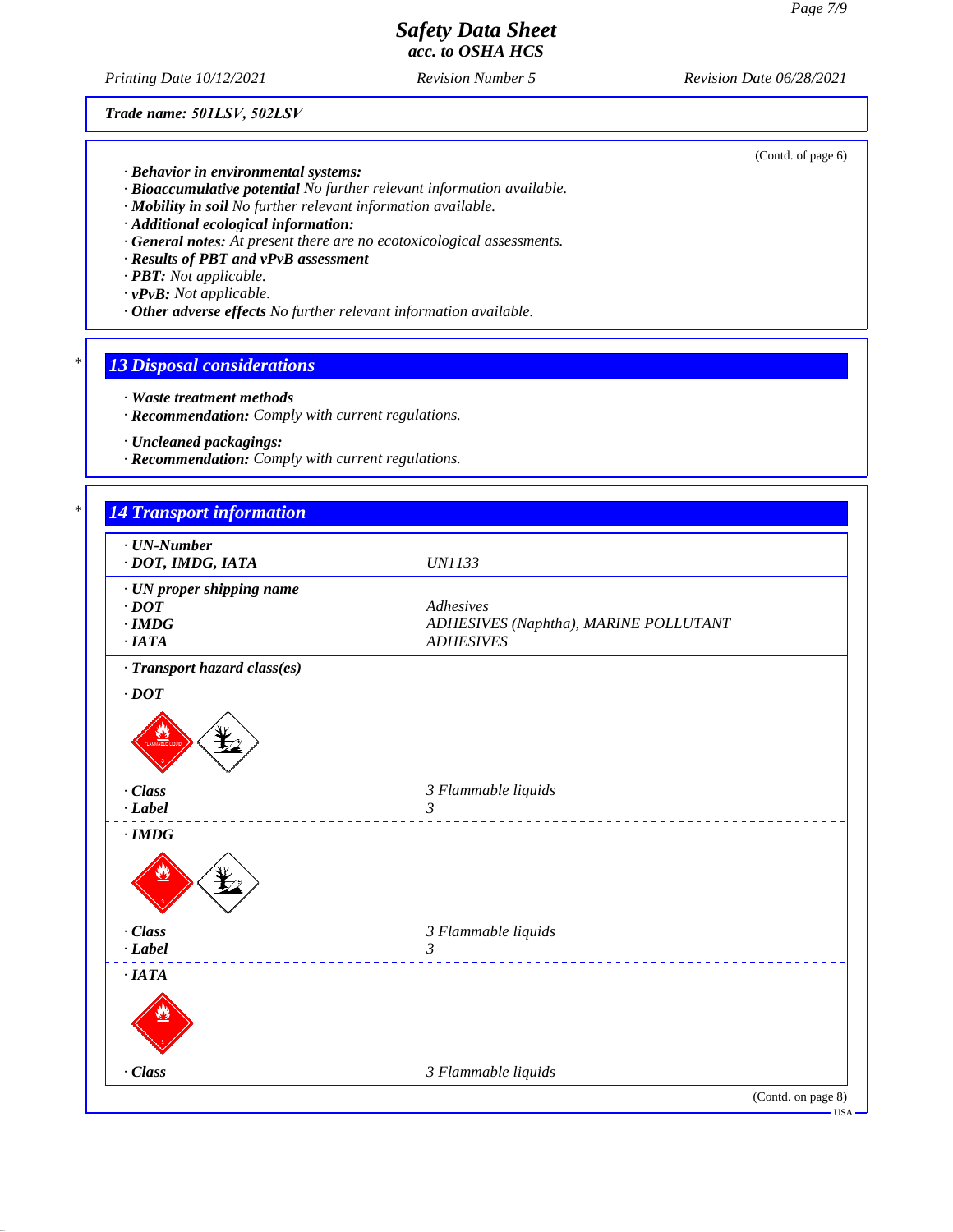Trade name: 501LSV, 502LSV

(Contd. of page 6)

· **Behavior in environmental systems:**
· **Bioaccumulative potential** No further relevant information available.
· **Mobility in soil** No further relevant information available.
· **Additional ecological information:**
· **General notes:** At present there are no ecotoxicological assessments.
· **Results of PBT and vPvB assessment**
· **PBT:** Not applicable.
· **vPvB:** Not applicable.
· **Other adverse effects** No further relevant information available.

## 13 Disposal considerations

· **Waste treatment methods**
· **Recommendation:** Comply with current regulations.

· **Uncleaned packagings:**
· **Recommendation:** Comply with current regulations.

## 14 Transport information

| | |
|---|---|
| · **UN-Number** | |
| · **DOT, IMDG, IATA** | UN1133 |
| · **UN proper shipping name** | |
| · **DOT** | Adhesives |
| · **IMDG** | ADHESIVES (Naphtha), MARINE POLLUTANT |
| · **IATA** | ADHESIVES |
| · **Transport hazard class(es)** | |
| · **DOT** | |
| · **Class** | 3 Flammable liquids |
| · **Label** | 3 |
| · **IMDG** | |
| · **Class** | 3 Flammable liquids |
| · **Label** | 3 |
| · **IATA** | |
| · **Class** | 3 Flammable liquids |

(Contd. on page 8)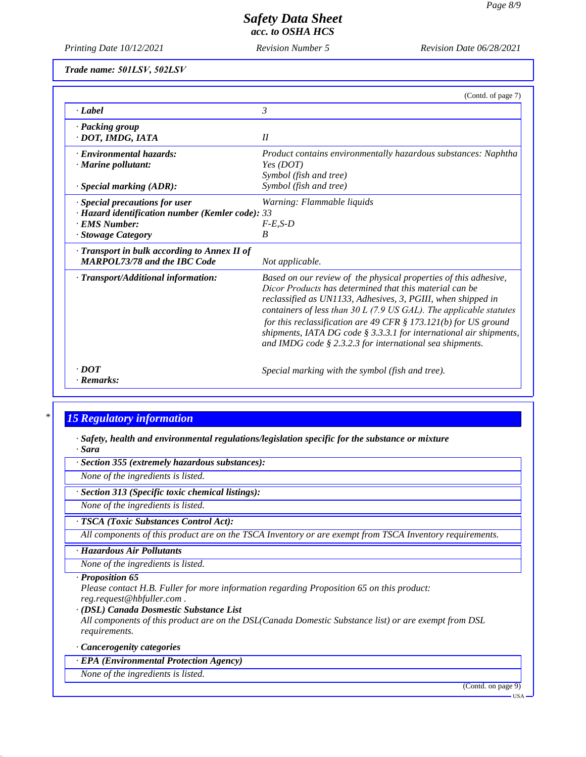**Trade name: 501LSV, 502LSV**

(Contd. of page 7)

| | |
|---|---|
| · **Label** | 3 |
| · **Packing group**<br>· **DOT, IMDG, IATA** | II |
| · **Environmental hazards:**<br>· **Marine pollutant:**<br><br>· **Special marking (ADR):** | Product contains environmentally hazardous substances: Naphtha<br>Yes (DOT)<br>Symbol (fish and tree)<br>Symbol (fish and tree) |
| · **Special precautions for user**<br>· **Hazard identification number (Kemler code):**<br>· **EMS Number:**<br>· **Stowage Category** | Warning: Flammable liquids<br>33<br>F-E,S-D<br>B |
| · **Transport in bulk according to Annex II of MARPOL73/78 and the IBC Code** | Not applicable. |
| · **Transport/Additional information:** | Based on our review of the physical properties of this adhesive, Dicor Products has determined that this material can be reclassified as UN1133, Adhesives, 3, PGIII, when shipped in containers of less than 30 L (7.9 US GAL). The applicable statutes for this reclassification are 49 CFR § 173.121(b) for US ground shipments, IATA DG code § 3.3.3.1 for international air shipments, and IMDG code § 2.3.2.3 for international sea shipments. |
| · **DOT**<br>· **Remarks:** | Special marking with the symbol (fish and tree). |

\*

## 15 Regulatory information

· **Safety, health and environmental regulations/legislation specific for the substance or mixture**
· **Sara**

· **Section 355 (extremely hazardous substances):**
None of the ingredients is listed.

· **Section 313 (Specific toxic chemical listings):**
None of the ingredients is listed.

· **TSCA (Toxic Substances Control Act):**
All components of this product are on the TSCA Inventory or are exempt from TSCA Inventory requirements.

· **Hazardous Air Pollutants**
None of the ingredients is listed.

· **Proposition 65**
Please contact H.B. Fuller for more information regarding Proposition 65 on this product: reg.request@hbfuller.com .

· **(DSL) Canada Dosmestic Substance List**
All components of this product are on the DSL(Canada Domestic Substance list) or are exempt from DSL requirements.

· **Cancerogenity categories**

· **EPA (Environmental Protection Agency)**
None of the ingredients is listed.

(Contd. on page 9)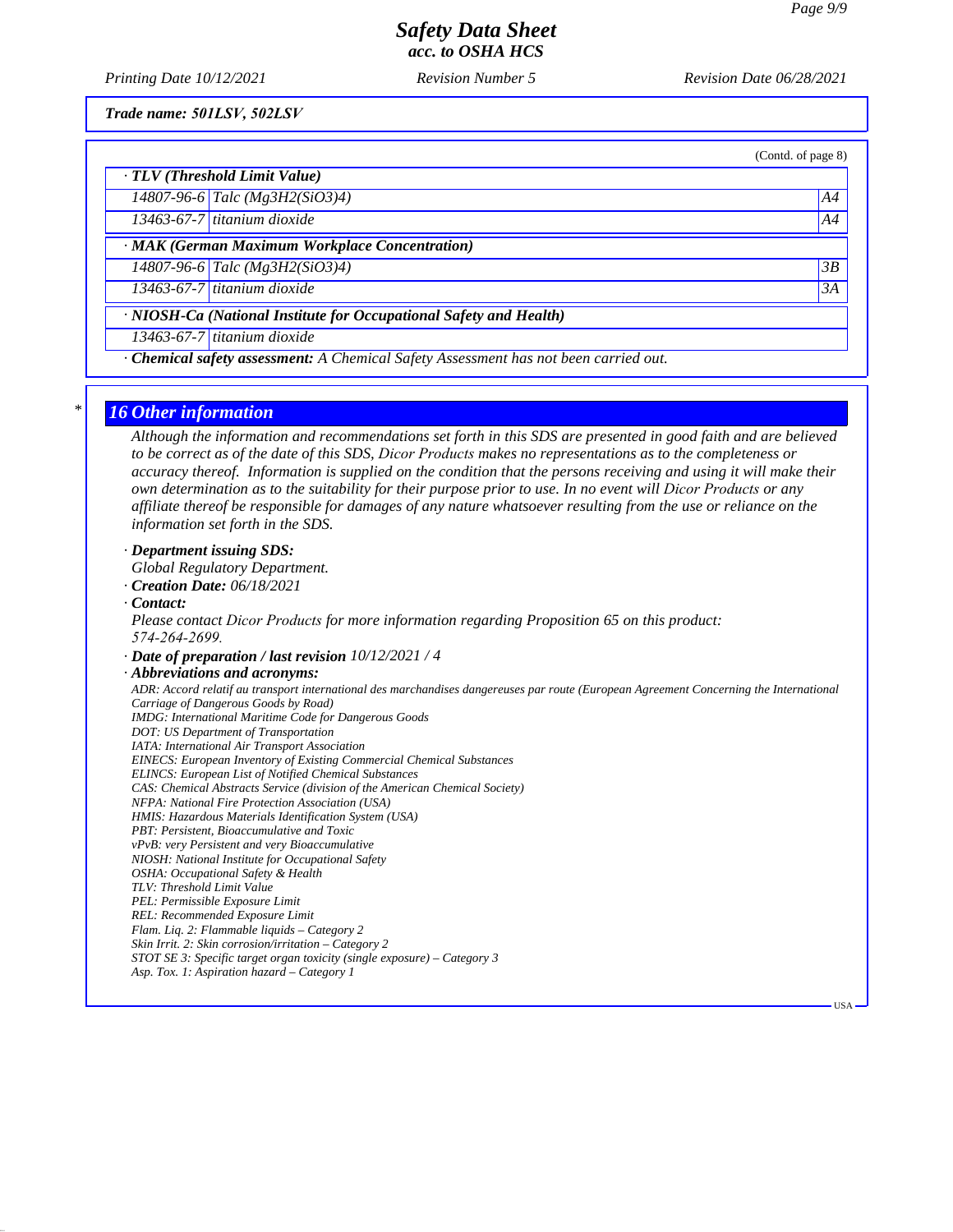**Trade name: 501LSV, 502LSV**

(Contd. of page 8)

· **TLV (Threshold Limit Value)**

| | | |
|---|---|---|
| 14807-96-6 | Talc (Mg3H2(SiO3)4) | A4 |
| 13463-67-7 | titanium dioxide | A4 |

· **MAK (German Maximum Workplace Concentration)**

| | | |
|---|---|---|
| 14807-96-6 | Talc (Mg3H2(SiO3)4) | 3B |
| 13463-67-7 | titanium dioxide | 3A |

· **NIOSH-Ca (National Institute for Occupational Safety and Health)**

| | |
|---|---|
| 13463-67-7 | titanium dioxide |

· **Chemical safety assessment:** A Chemical Safety Assessment has not been carried out.

## 16 Other information

Although the information and recommendations set forth in this SDS are presented in good faith and are believed to be correct as of the date of this SDS, Dicor Products makes no representations as to the completeness or accuracy thereof. Information is supplied on the condition that the persons receiving and using it will make their own determination as to the suitability for their purpose prior to use. In no event will Dicor Products or any affiliate thereof be responsible for damages of any nature whatsoever resulting from the use or reliance on the information set forth in the SDS.

· **Department issuing SDS:**
Global Regulatory Department.

· **Creation Date:** 06/18/2021

· **Contact:**
Please contact Dicor Products for more information regarding Proposition 65 on this product: 574-264-2699.

· **Date of preparation / last revision** 10/12/2021 / 4

· **Abbreviations and acronyms:**

ADR: Accord relatif au transport international des marchandises dangereuses par route (European Agreement Concerning the International Carriage of Dangerous Goods by Road)
IMDG: International Maritime Code for Dangerous Goods
DOT: US Department of Transportation
IATA: International Air Transport Association
EINECS: European Inventory of Existing Commercial Chemical Substances
ELINCS: European List of Notified Chemical Substances
CAS: Chemical Abstracts Service (division of the American Chemical Society)
NFPA: National Fire Protection Association (USA)
HMIS: Hazardous Materials Identification System (USA)
PBT: Persistent, Bioaccumulative and Toxic
vPvB: very Persistent and very Bioaccumulative
NIOSH: National Institute for Occupational Safety
OSHA: Occupational Safety & Health
TLV: Threshold Limit Value
PEL: Permissible Exposure Limit
REL: Recommended Exposure Limit
Flam. Liq. 2: Flammable liquids – Category 2
Skin Irrit. 2: Skin corrosion/irritation – Category 2
STOT SE 3: Specific target organ toxicity (single exposure) – Category 3
Asp. Tox. 1: Aspiration hazard – Category 1